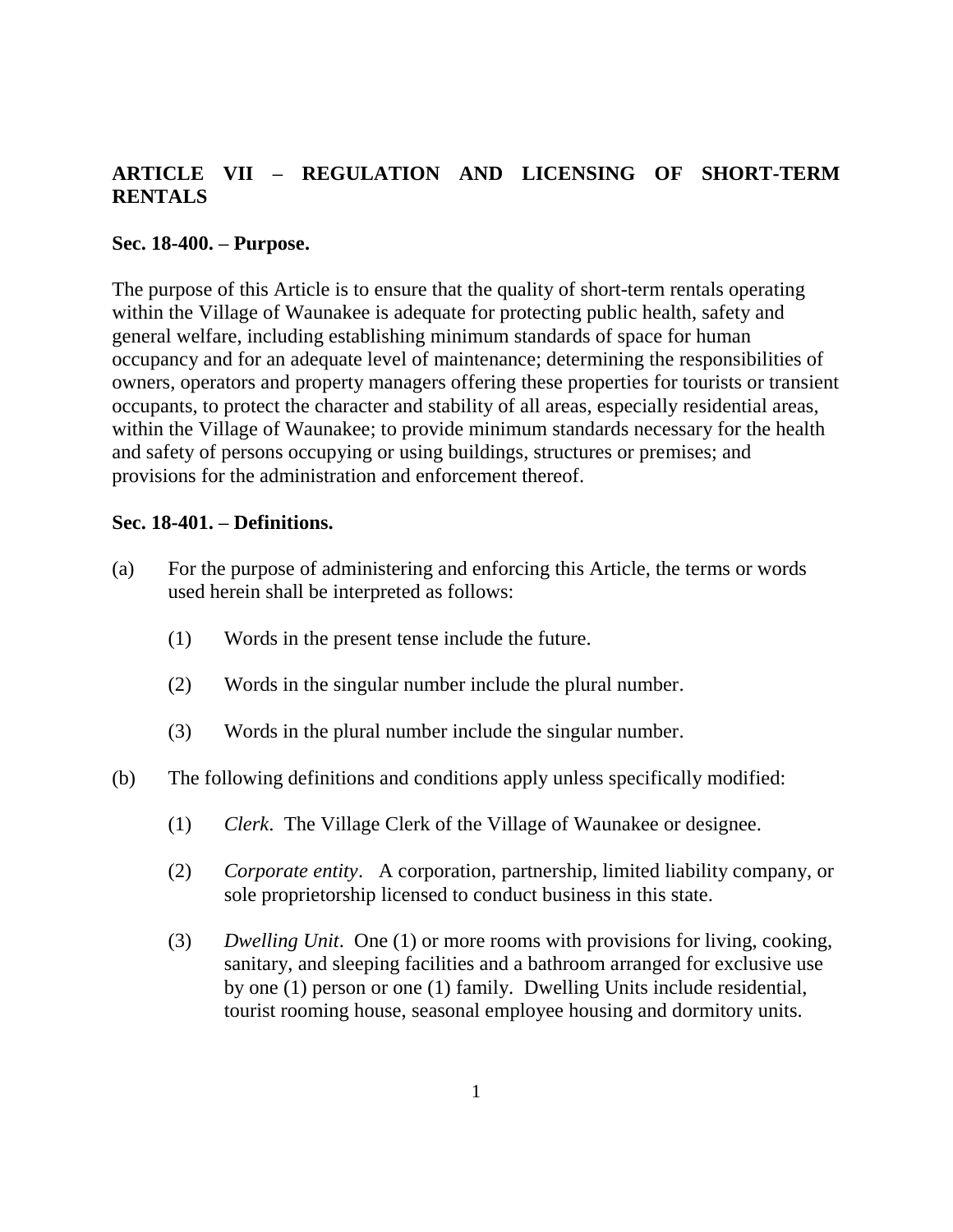## ARTICLE VII – REGULATION AND LICENSING OF SHORT-TERM RENTALS

### Sec. 18-400. – Purpose.

The purpose of this Article is to ensure that the quality of short-term rentals operating within the Village of Waunakee is adequate for protecting public health, safety and general welfare, including establishing minimum standards of space for human occupancy and for an adequate level of maintenance; determining the responsibilities of owners, operators and property managers offering these properties for tourists or transient occupants, to protect the character and stability of all areas, especially residential areas, within the Village of Waunakee; to provide minimum standards necessary for the health and safety of persons occupying or using buildings, structures or premises; and provisions for the administration and enforcement thereof.

### Sec. 18-401. – Definitions.

(a) For the purpose of administering and enforcing this Article, the terms or words used herein shall be interpreted as follows:

  (1) Words in the present tense include the future.

  (2) Words in the singular number include the plural number.

  (3) Words in the plural number include the singular number.

(b) The following definitions and conditions apply unless specifically modified:

  (1) *Clerk*. The Village Clerk of the Village of Waunakee or designee.

  (2) *Corporate entity*. A corporation, partnership, limited liability company, or sole proprietorship licensed to conduct business in this state.

  (3) *Dwelling Unit*. One (1) or more rooms with provisions for living, cooking, sanitary, and sleeping facilities and a bathroom arranged for exclusive use by one (1) person or one (1) family. Dwelling Units include residential, tourist rooming house, seasonal employee housing and dormitory units.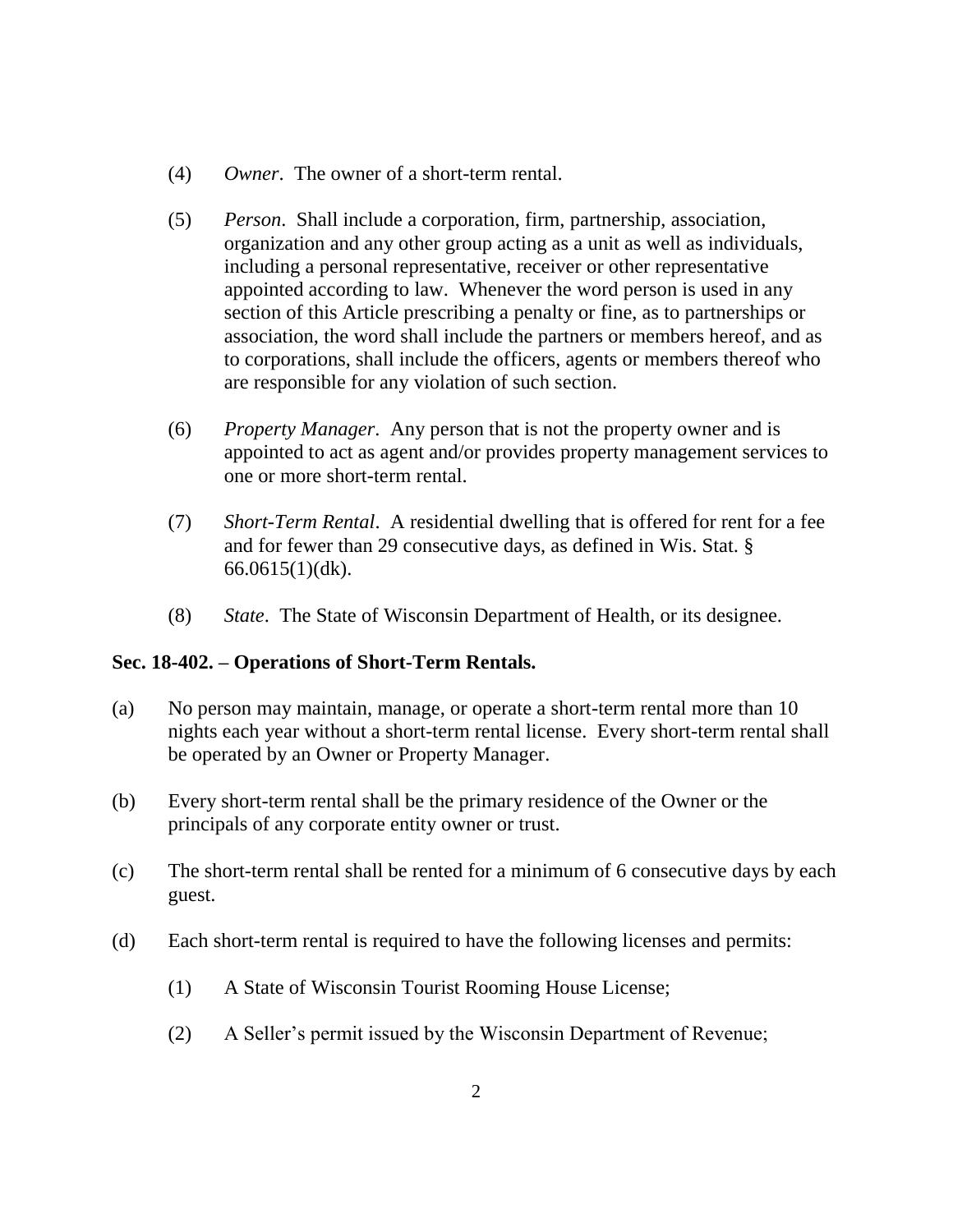(4) *Owner*. The owner of a short-term rental.

(5) *Person*. Shall include a corporation, firm, partnership, association, organization and any other group acting as a unit as well as individuals, including a personal representative, receiver or other representative appointed according to law. Whenever the word person is used in any section of this Article prescribing a penalty or fine, as to partnerships or association, the word shall include the partners or members hereof, and as to corporations, shall include the officers, agents or members thereof who are responsible for any violation of such section.

(6) *Property Manager*. Any person that is not the property owner and is appointed to act as agent and/or provides property management services to one or more short-term rental.

(7) *Short-Term Rental*. A residential dwelling that is offered for rent for a fee and for fewer than 29 consecutive days, as defined in Wis. Stat. § 66.0615(1)(dk).

(8) *State*. The State of Wisconsin Department of Health, or its designee.

**Sec. 18-402. – Operations of Short-Term Rentals.**

(a) No person may maintain, manage, or operate a short-term rental more than 10 nights each year without a short-term rental license. Every short-term rental shall be operated by an Owner or Property Manager.

(b) Every short-term rental shall be the primary residence of the Owner or the principals of any corporate entity owner or trust.

(c) The short-term rental shall be rented for a minimum of 6 consecutive days by each guest.

(d) Each short-term rental is required to have the following licenses and permits:

(1) A State of Wisconsin Tourist Rooming House License;

(2) A Seller's permit issued by the Wisconsin Department of Revenue;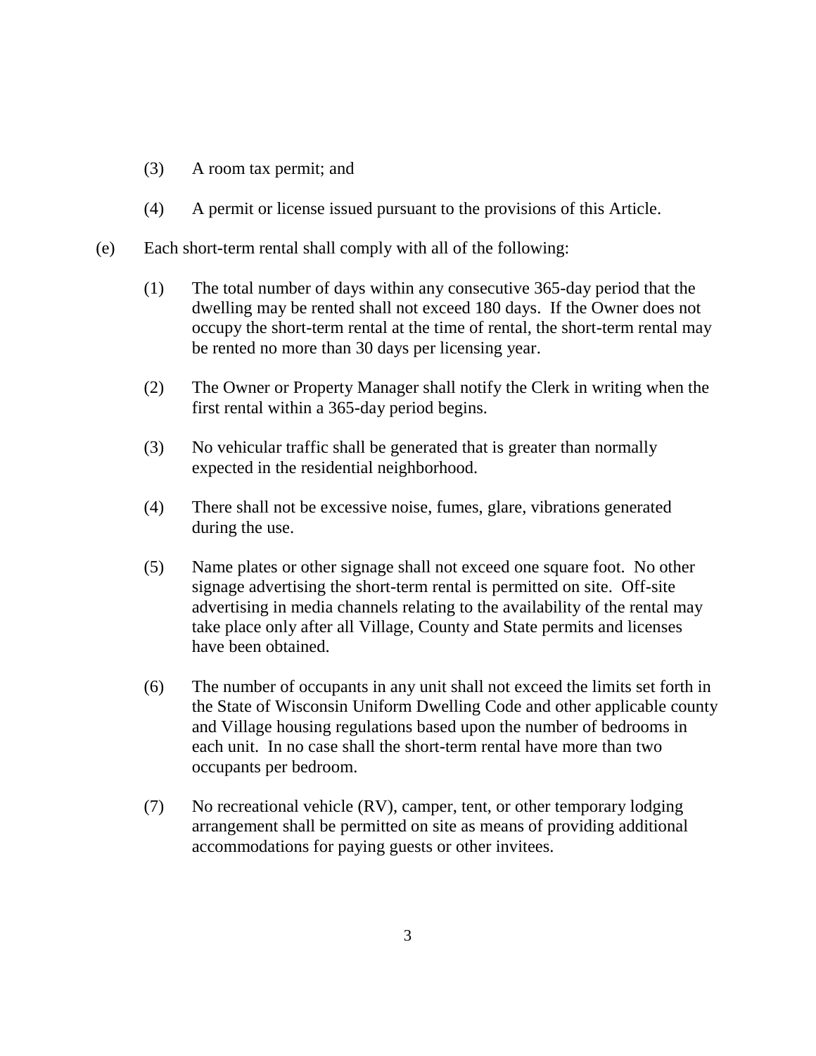(3) A room tax permit; and

(4) A permit or license issued pursuant to the provisions of this Article.

(e) Each short-term rental shall comply with all of the following:

(1) The total number of days within any consecutive 365-day period that the dwelling may be rented shall not exceed 180 days. If the Owner does not occupy the short-term rental at the time of rental, the short-term rental may be rented no more than 30 days per licensing year.

(2) The Owner or Property Manager shall notify the Clerk in writing when the first rental within a 365-day period begins.

(3) No vehicular traffic shall be generated that is greater than normally expected in the residential neighborhood.

(4) There shall not be excessive noise, fumes, glare, vibrations generated during the use.

(5) Name plates or other signage shall not exceed one square foot. No other signage advertising the short-term rental is permitted on site. Off-site advertising in media channels relating to the availability of the rental may take place only after all Village, County and State permits and licenses have been obtained.

(6) The number of occupants in any unit shall not exceed the limits set forth in the State of Wisconsin Uniform Dwelling Code and other applicable county and Village housing regulations based upon the number of bedrooms in each unit. In no case shall the short-term rental have more than two occupants per bedroom.

(7) No recreational vehicle (RV), camper, tent, or other temporary lodging arrangement shall be permitted on site as means of providing additional accommodations for paying guests or other invitees.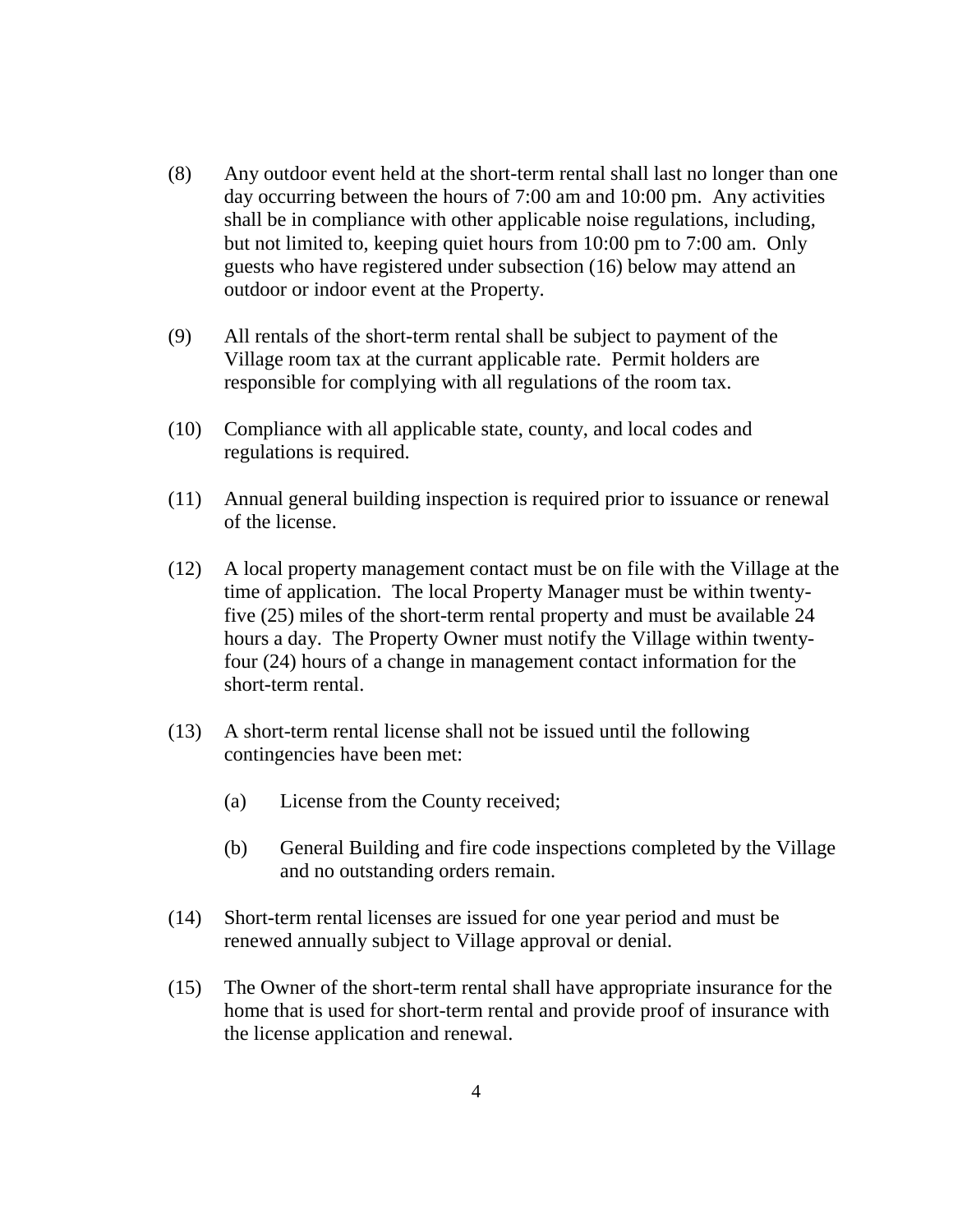(8) Any outdoor event held at the short-term rental shall last no longer than one day occurring between the hours of 7:00 am and 10:00 pm. Any activities shall be in compliance with other applicable noise regulations, including, but not limited to, keeping quiet hours from 10:00 pm to 7:00 am. Only guests who have registered under subsection (16) below may attend an outdoor or indoor event at the Property.

(9) All rentals of the short-term rental shall be subject to payment of the Village room tax at the currant applicable rate. Permit holders are responsible for complying with all regulations of the room tax.

(10) Compliance with all applicable state, county, and local codes and regulations is required.

(11) Annual general building inspection is required prior to issuance or renewal of the license.

(12) A local property management contact must be on file with the Village at the time of application. The local Property Manager must be within twenty-five (25) miles of the short-term rental property and must be available 24 hours a day. The Property Owner must notify the Village within twenty-four (24) hours of a change in management contact information for the short-term rental.

(13) A short-term rental license shall not be issued until the following contingencies have been met:

(a) License from the County received;

(b) General Building and fire code inspections completed by the Village and no outstanding orders remain.

(14) Short-term rental licenses are issued for one year period and must be renewed annually subject to Village approval or denial.

(15) The Owner of the short-term rental shall have appropriate insurance for the home that is used for short-term rental and provide proof of insurance with the license application and renewal.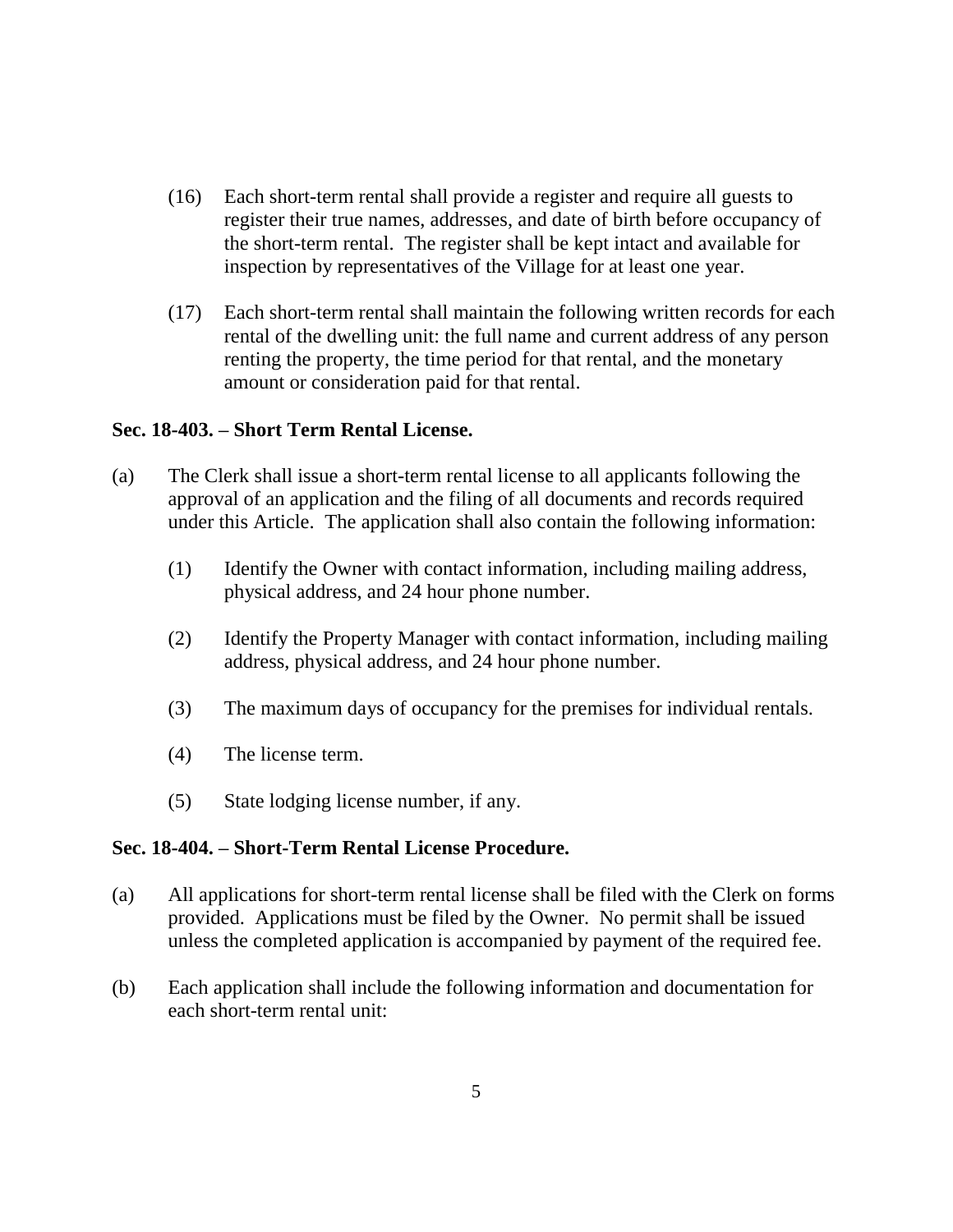(16) Each short-term rental shall provide a register and require all guests to register their true names, addresses, and date of birth before occupancy of the short-term rental. The register shall be kept intact and available for inspection by representatives of the Village for at least one year.

(17) Each short-term rental shall maintain the following written records for each rental of the dwelling unit: the full name and current address of any person renting the property, the time period for that rental, and the monetary amount or consideration paid for that rental.

**Sec. 18-403. – Short Term Rental License.**

(a) The Clerk shall issue a short-term rental license to all applicants following the approval of an application and the filing of all documents and records required under this Article. The application shall also contain the following information:

(1) Identify the Owner with contact information, including mailing address, physical address, and 24 hour phone number.

(2) Identify the Property Manager with contact information, including mailing address, physical address, and 24 hour phone number.

(3) The maximum days of occupancy for the premises for individual rentals.

(4) The license term.

(5) State lodging license number, if any.

**Sec. 18-404. – Short-Term Rental License Procedure.**

(a) All applications for short-term rental license shall be filed with the Clerk on forms provided. Applications must be filed by the Owner. No permit shall be issued unless the completed application is accompanied by payment of the required fee.

(b) Each application shall include the following information and documentation for each short-term rental unit: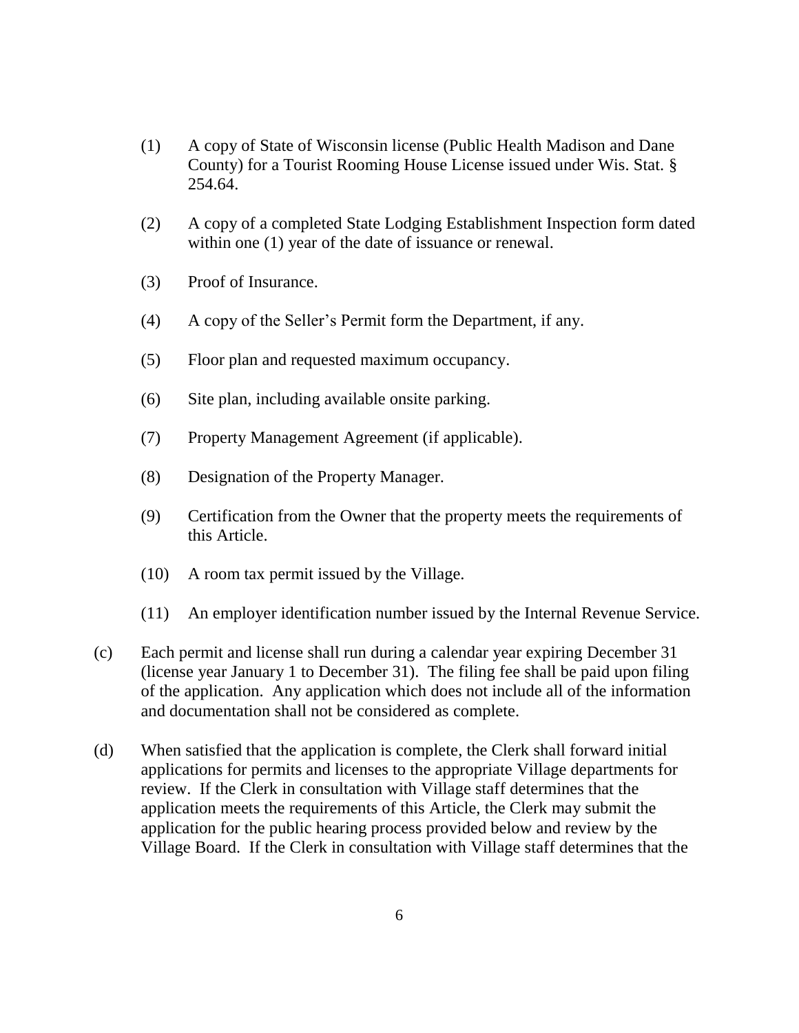(1) A copy of State of Wisconsin license (Public Health Madison and Dane County) for a Tourist Rooming House License issued under Wis. Stat. § 254.64.

(2) A copy of a completed State Lodging Establishment Inspection form dated within one (1) year of the date of issuance or renewal.

(3) Proof of Insurance.

(4) A copy of the Seller's Permit form the Department, if any.

(5) Floor plan and requested maximum occupancy.

(6) Site plan, including available onsite parking.

(7) Property Management Agreement (if applicable).

(8) Designation of the Property Manager.

(9) Certification from the Owner that the property meets the requirements of this Article.

(10) A room tax permit issued by the Village.

(11) An employer identification number issued by the Internal Revenue Service.

(c) Each permit and license shall run during a calendar year expiring December 31 (license year January 1 to December 31). The filing fee shall be paid upon filing of the application. Any application which does not include all of the information and documentation shall not be considered as complete.

(d) When satisfied that the application is complete, the Clerk shall forward initial applications for permits and licenses to the appropriate Village departments for review. If the Clerk in consultation with Village staff determines that the application meets the requirements of this Article, the Clerk may submit the application for the public hearing process provided below and review by the Village Board. If the Clerk in consultation with Village staff determines that the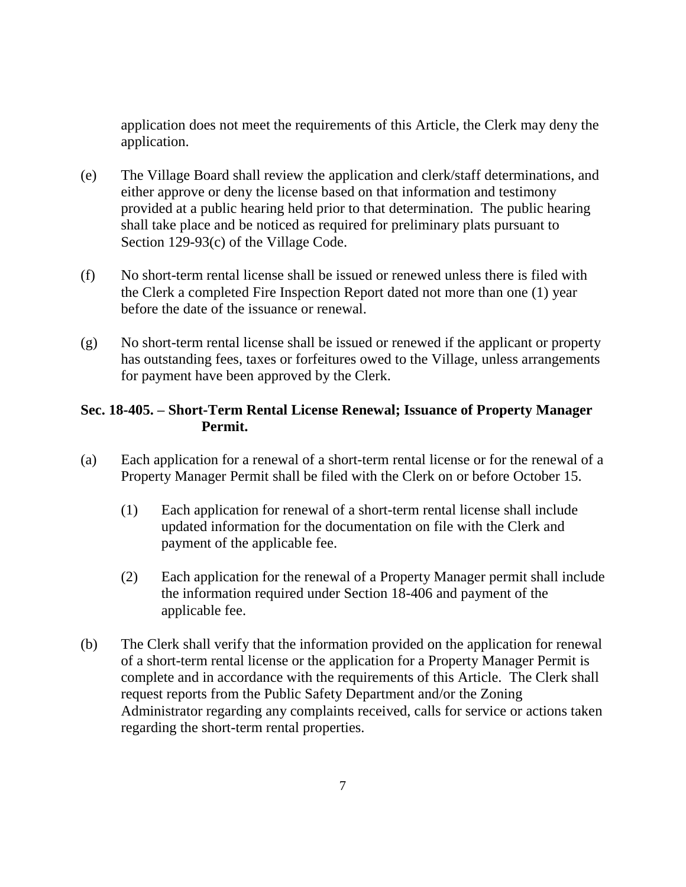application does not meet the requirements of this Article, the Clerk may deny the application.

(e) The Village Board shall review the application and clerk/staff determinations, and either approve or deny the license based on that information and testimony provided at a public hearing held prior to that determination. The public hearing shall take place and be noticed as required for preliminary plats pursuant to Section 129-93(c) of the Village Code.

(f) No short-term rental license shall be issued or renewed unless there is filed with the Clerk a completed Fire Inspection Report dated not more than one (1) year before the date of the issuance or renewal.

(g) No short-term rental license shall be issued or renewed if the applicant or property has outstanding fees, taxes or forfeitures owed to the Village, unless arrangements for payment have been approved by the Clerk.

**Sec. 18-405. – Short-Term Rental License Renewal; Issuance of Property Manager Permit.**

(a) Each application for a renewal of a short-term rental license or for the renewal of a Property Manager Permit shall be filed with the Clerk on or before October 15.

(1) Each application for renewal of a short-term rental license shall include updated information for the documentation on file with the Clerk and payment of the applicable fee.

(2) Each application for the renewal of a Property Manager permit shall include the information required under Section 18-406 and payment of the applicable fee.

(b) The Clerk shall verify that the information provided on the application for renewal of a short-term rental license or the application for a Property Manager Permit is complete and in accordance with the requirements of this Article. The Clerk shall request reports from the Public Safety Department and/or the Zoning Administrator regarding any complaints received, calls for service or actions taken regarding the short-term rental properties.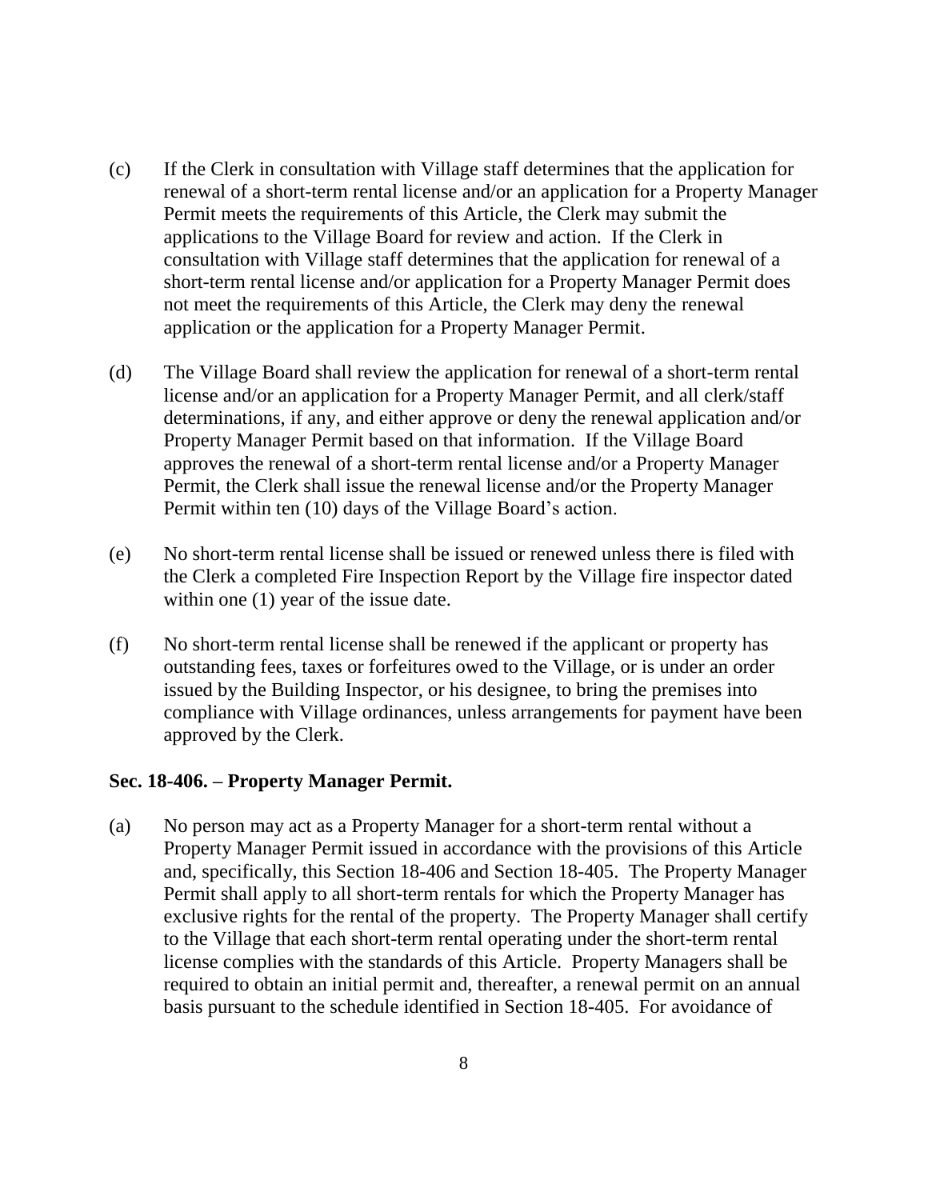(c) If the Clerk in consultation with Village staff determines that the application for renewal of a short-term rental license and/or an application for a Property Manager Permit meets the requirements of this Article, the Clerk may submit the applications to the Village Board for review and action. If the Clerk in consultation with Village staff determines that the application for renewal of a short-term rental license and/or application for a Property Manager Permit does not meet the requirements of this Article, the Clerk may deny the renewal application or the application for a Property Manager Permit.

(d) The Village Board shall review the application for renewal of a short-term rental license and/or an application for a Property Manager Permit, and all clerk/staff determinations, if any, and either approve or deny the renewal application and/or Property Manager Permit based on that information. If the Village Board approves the renewal of a short-term rental license and/or a Property Manager Permit, the Clerk shall issue the renewal license and/or the Property Manager Permit within ten (10) days of the Village Board's action.

(e) No short-term rental license shall be issued or renewed unless there is filed with the Clerk a completed Fire Inspection Report by the Village fire inspector dated within one (1) year of the issue date.

(f) No short-term rental license shall be renewed if the applicant or property has outstanding fees, taxes or forfeitures owed to the Village, or is under an order issued by the Building Inspector, or his designee, to bring the premises into compliance with Village ordinances, unless arrangements for payment have been approved by the Clerk.

**Sec. 18-406. – Property Manager Permit.**

(a) No person may act as a Property Manager for a short-term rental without a Property Manager Permit issued in accordance with the provisions of this Article and, specifically, this Section 18-406 and Section 18-405. The Property Manager Permit shall apply to all short-term rentals for which the Property Manager has exclusive rights for the rental of the property. The Property Manager shall certify to the Village that each short-term rental operating under the short-term rental license complies with the standards of this Article. Property Managers shall be required to obtain an initial permit and, thereafter, a renewal permit on an annual basis pursuant to the schedule identified in Section 18-405. For avoidance of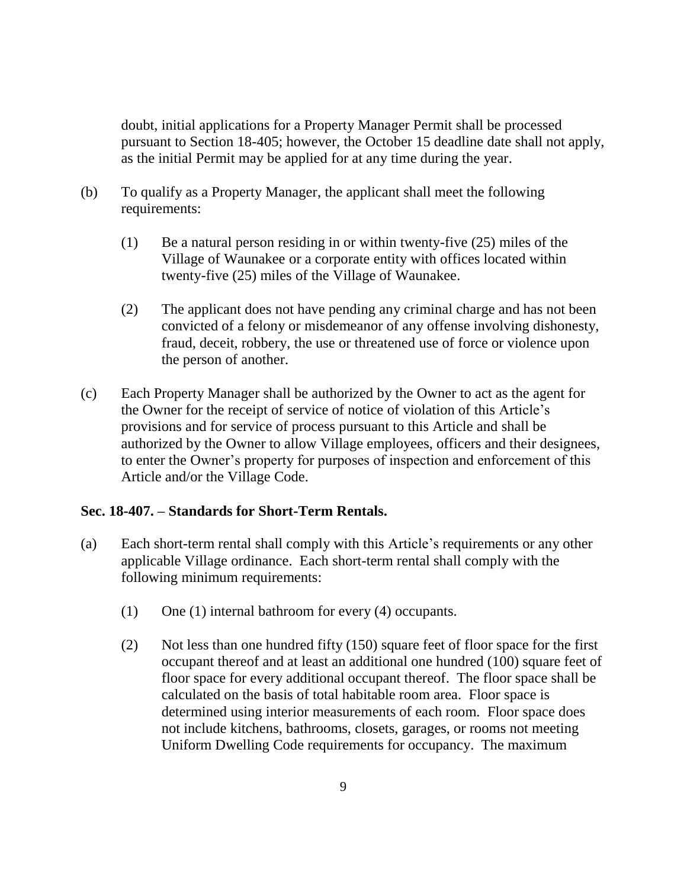doubt, initial applications for a Property Manager Permit shall be processed pursuant to Section 18-405; however, the October 15 deadline date shall not apply, as the initial Permit may be applied for at any time during the year.

(b) To qualify as a Property Manager, the applicant shall meet the following requirements:

(1) Be a natural person residing in or within twenty-five (25) miles of the Village of Waunakee or a corporate entity with offices located within twenty-five (25) miles of the Village of Waunakee.

(2) The applicant does not have pending any criminal charge and has not been convicted of a felony or misdemeanor of any offense involving dishonesty, fraud, deceit, robbery, the use or threatened use of force or violence upon the person of another.

(c) Each Property Manager shall be authorized by the Owner to act as the agent for the Owner for the receipt of service of notice of violation of this Article's provisions and for service of process pursuant to this Article and shall be authorized by the Owner to allow Village employees, officers and their designees, to enter the Owner's property for purposes of inspection and enforcement of this Article and/or the Village Code.

**Sec. 18-407. – Standards for Short-Term Rentals.**

(a) Each short-term rental shall comply with this Article's requirements or any other applicable Village ordinance. Each short-term rental shall comply with the following minimum requirements:

(1) One (1) internal bathroom for every (4) occupants.

(2) Not less than one hundred fifty (150) square feet of floor space for the first occupant thereof and at least an additional one hundred (100) square feet of floor space for every additional occupant thereof. The floor space shall be calculated on the basis of total habitable room area. Floor space is determined using interior measurements of each room. Floor space does not include kitchens, bathrooms, closets, garages, or rooms not meeting Uniform Dwelling Code requirements for occupancy. The maximum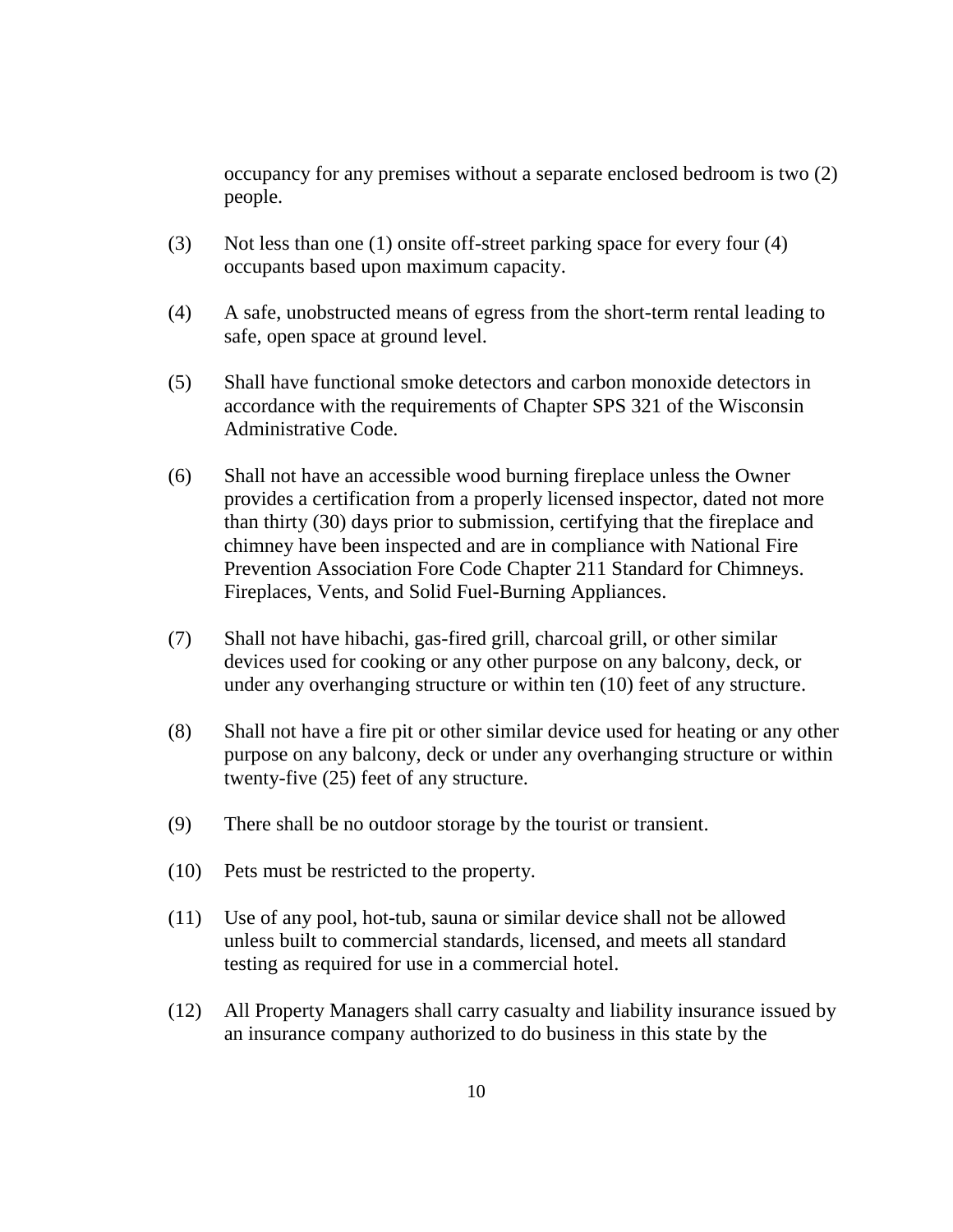occupancy for any premises without a separate enclosed bedroom is two (2) people.

(3) Not less than one (1) onsite off-street parking space for every four (4) occupants based upon maximum capacity.

(4) A safe, unobstructed means of egress from the short-term rental leading to safe, open space at ground level.

(5) Shall have functional smoke detectors and carbon monoxide detectors in accordance with the requirements of Chapter SPS 321 of the Wisconsin Administrative Code.

(6) Shall not have an accessible wood burning fireplace unless the Owner provides a certification from a properly licensed inspector, dated not more than thirty (30) days prior to submission, certifying that the fireplace and chimney have been inspected and are in compliance with National Fire Prevention Association Fore Code Chapter 211 Standard for Chimneys. Fireplaces, Vents, and Solid Fuel-Burning Appliances.

(7) Shall not have hibachi, gas-fired grill, charcoal grill, or other similar devices used for cooking or any other purpose on any balcony, deck, or under any overhanging structure or within ten (10) feet of any structure.

(8) Shall not have a fire pit or other similar device used for heating or any other purpose on any balcony, deck or under any overhanging structure or within twenty-five (25) feet of any structure.

(9) There shall be no outdoor storage by the tourist or transient.

(10) Pets must be restricted to the property.

(11) Use of any pool, hot-tub, sauna or similar device shall not be allowed unless built to commercial standards, licensed, and meets all standard testing as required for use in a commercial hotel.

(12) All Property Managers shall carry casualty and liability insurance issued by an insurance company authorized to do business in this state by the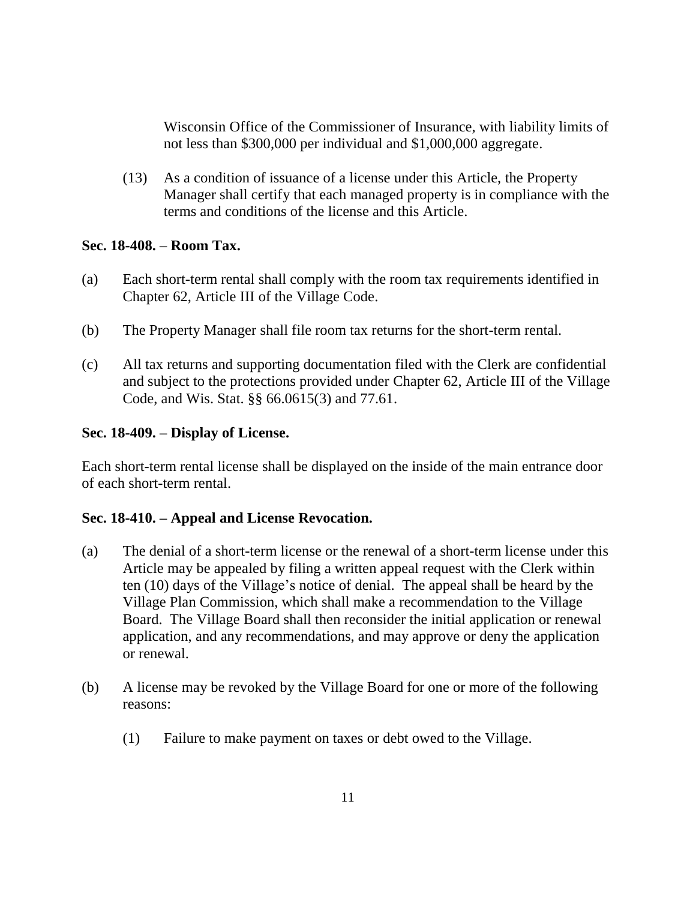Wisconsin Office of the Commissioner of Insurance, with liability limits of not less than $300,000 per individual and $1,000,000 aggregate.

(13) As a condition of issuance of a license under this Article, the Property Manager shall certify that each managed property is in compliance with the terms and conditions of the license and this Article.

**Sec. 18-408. – Room Tax.**

(a) Each short-term rental shall comply with the room tax requirements identified in Chapter 62, Article III of the Village Code.

(b) The Property Manager shall file room tax returns for the short-term rental.

(c) All tax returns and supporting documentation filed with the Clerk are confidential and subject to the protections provided under Chapter 62, Article III of the Village Code, and Wis. Stat. §§ 66.0615(3) and 77.61.

**Sec. 18-409. – Display of License.**

Each short-term rental license shall be displayed on the inside of the main entrance door of each short-term rental.

**Sec. 18-410. – Appeal and License Revocation.**

(a) The denial of a short-term license or the renewal of a short-term license under this Article may be appealed by filing a written appeal request with the Clerk within ten (10) days of the Village's notice of denial. The appeal shall be heard by the Village Plan Commission, which shall make a recommendation to the Village Board. The Village Board shall then reconsider the initial application or renewal application, and any recommendations, and may approve or deny the application or renewal.

(b) A license may be revoked by the Village Board for one or more of the following reasons:

(1) Failure to make payment on taxes or debt owed to the Village.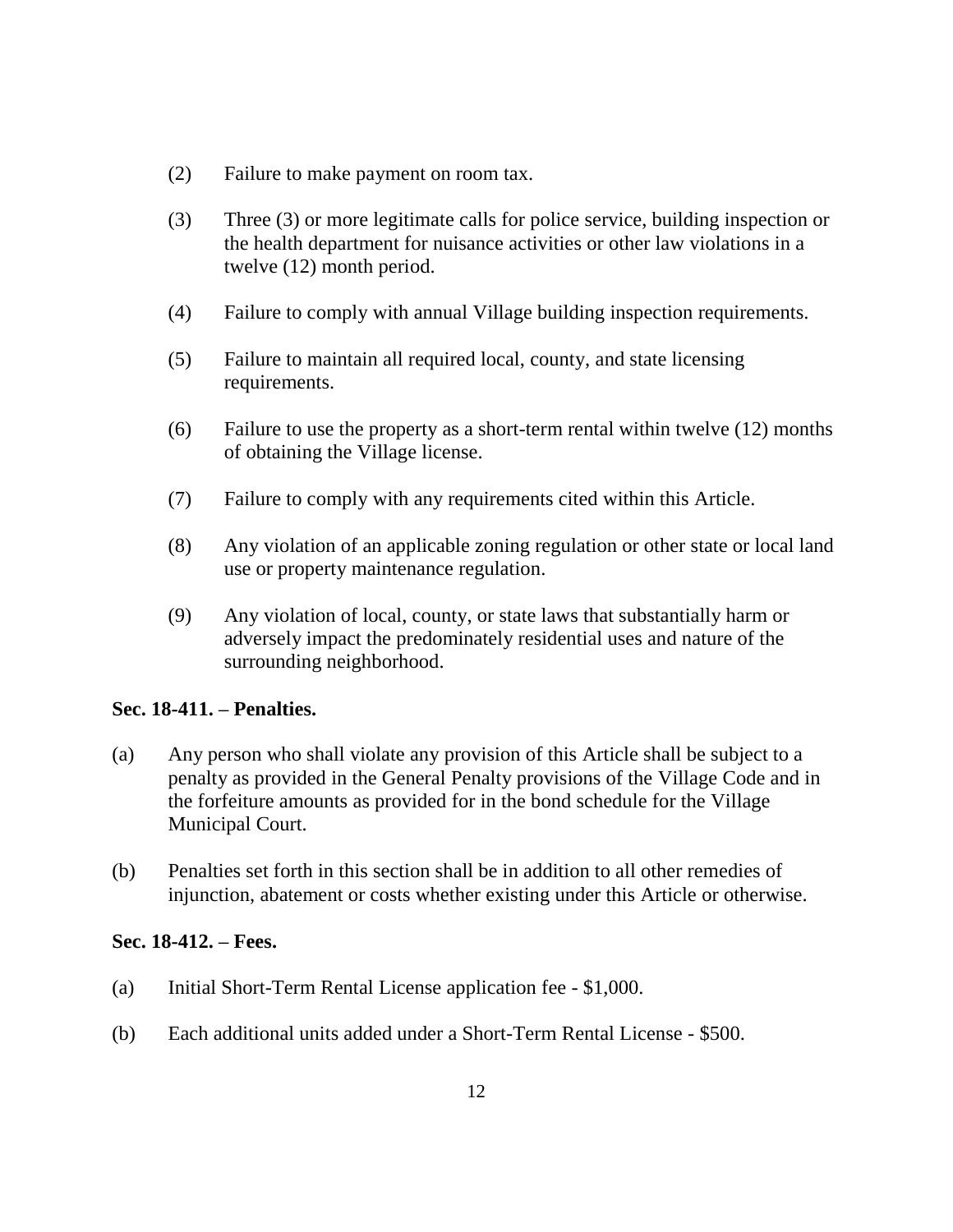(2) Failure to make payment on room tax.

(3) Three (3) or more legitimate calls for police service, building inspection or the health department for nuisance activities or other law violations in a twelve (12) month period.

(4) Failure to comply with annual Village building inspection requirements.

(5) Failure to maintain all required local, county, and state licensing requirements.

(6) Failure to use the property as a short-term rental within twelve (12) months of obtaining the Village license.

(7) Failure to comply with any requirements cited within this Article.

(8) Any violation of an applicable zoning regulation or other state or local land use or property maintenance regulation.

(9) Any violation of local, county, or state laws that substantially harm or adversely impact the predominately residential uses and nature of the surrounding neighborhood.

**Sec. 18-411. – Penalties.**

(a) Any person who shall violate any provision of this Article shall be subject to a penalty as provided in the General Penalty provisions of the Village Code and in the forfeiture amounts as provided for in the bond schedule for the Village Municipal Court.

(b) Penalties set forth in this section shall be in addition to all other remedies of injunction, abatement or costs whether existing under this Article or otherwise.

**Sec. 18-412. – Fees.**

(a) Initial Short-Term Rental License application fee - $1,000.

(b) Each additional units added under a Short-Term Rental License - $500.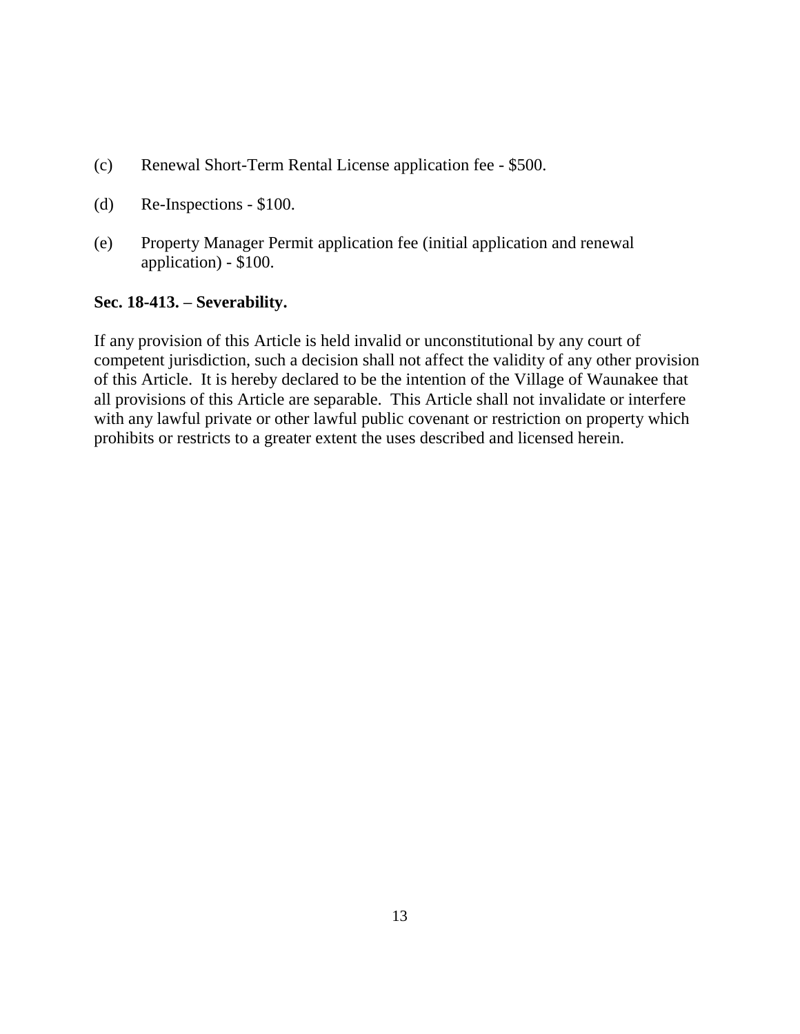(c) Renewal Short-Term Rental License application fee - $500.

(d) Re-Inspections - $100.

(e) Property Manager Permit application fee (initial application and renewal application) - $100.

**Sec. 18-413. – Severability.**

If any provision of this Article is held invalid or unconstitutional by any court of competent jurisdiction, such a decision shall not affect the validity of any other provision of this Article. It is hereby declared to be the intention of the Village of Waunakee that all provisions of this Article are separable. This Article shall not invalidate or interfere with any lawful private or other lawful public covenant or restriction on property which prohibits or restricts to a greater extent the uses described and licensed herein.